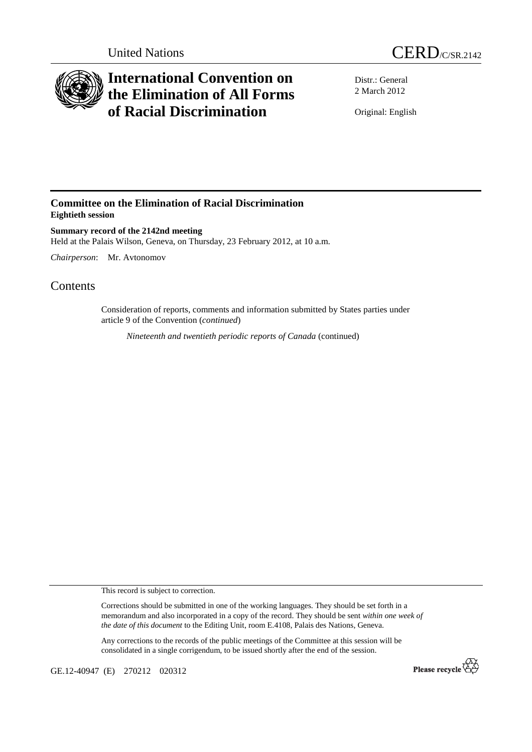United Nations

# CERD/C/SR.2142

# International Convention on the Elimination of All Forms of Racial Discrimination

Distr.: General
2 March 2012

Original: English

## Committee on the Elimination of Racial Discrimination
**Eightieth session**

**Summary record of the 2142nd meeting**
Held at the Palais Wilson, Geneva, on Thursday, 23 February 2012, at 10 a.m.

*Chairperson*: Mr. Avtonomov

## Contents

Consideration of reports, comments and information submitted by States parties under article 9 of the Convention (*continued*)

*Nineteenth and twentieth periodic reports of Canada* (continued)

This record is subject to correction.

Corrections should be submitted in one of the working languages. They should be set forth in a memorandum and also incorporated in a copy of the record. They should be sent *within one week of the date of this document* to the Editing Unit, room E.4108, Palais des Nations, Geneva.

Any corrections to the records of the public meetings of the Committee at this session will be consolidated in a single corrigendum, to be issued shortly after the end of the session.

GE.12-40947 (E) 270212 020312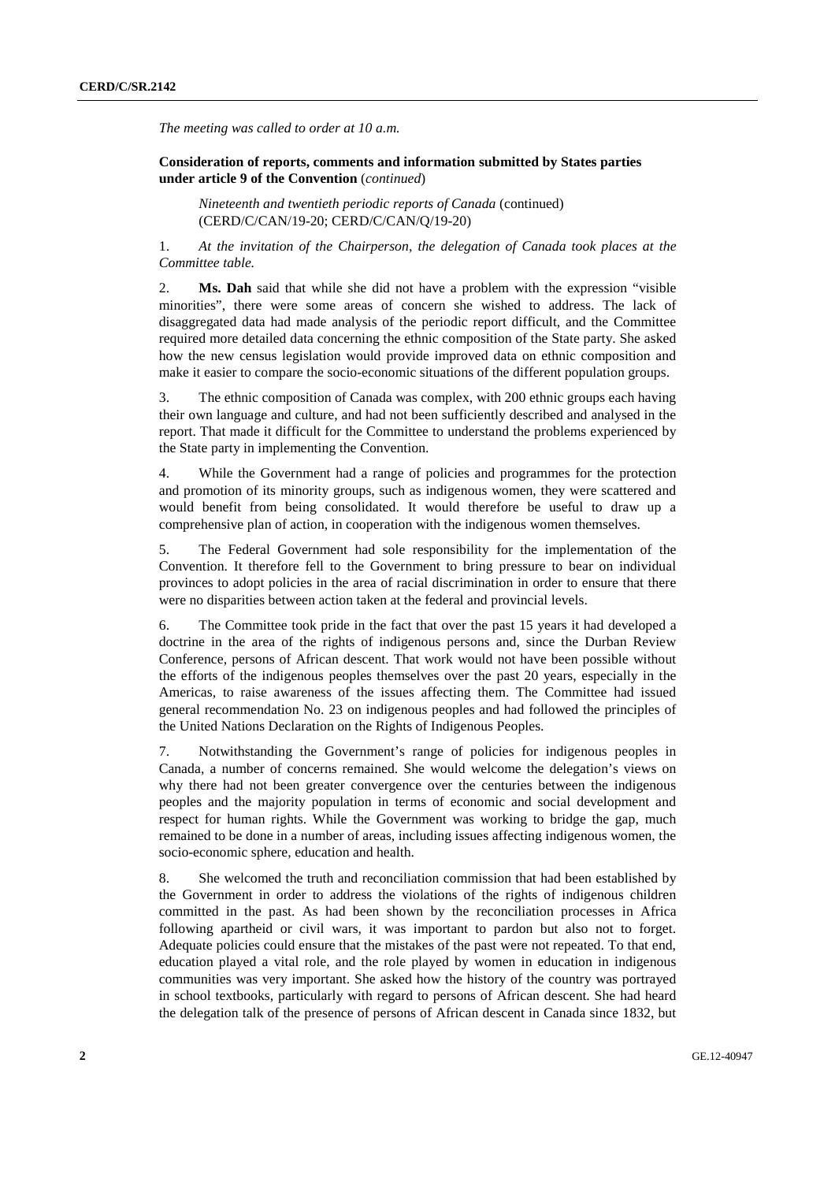*The meeting was called to order at 10 a.m.*

**Consideration of reports, comments and information submitted by States parties under article 9 of the Convention** (*continued*)

*Nineteenth and twentieth periodic reports of Canada* (continued) (CERD/C/CAN/19-20; CERD/C/CAN/Q/19-20)

1. *At the invitation of the Chairperson, the delegation of Canada took places at the Committee table.*

2. **Ms. Dah** said that while she did not have a problem with the expression "visible minorities", there were some areas of concern she wished to address. The lack of disaggregated data had made analysis of the periodic report difficult, and the Committee required more detailed data concerning the ethnic composition of the State party. She asked how the new census legislation would provide improved data on ethnic composition and make it easier to compare the socio-economic situations of the different population groups.

3. The ethnic composition of Canada was complex, with 200 ethnic groups each having their own language and culture, and had not been sufficiently described and analysed in the report. That made it difficult for the Committee to understand the problems experienced by the State party in implementing the Convention.

4. While the Government had a range of policies and programmes for the protection and promotion of its minority groups, such as indigenous women, they were scattered and would benefit from being consolidated. It would therefore be useful to draw up a comprehensive plan of action, in cooperation with the indigenous women themselves.

5. The Federal Government had sole responsibility for the implementation of the Convention. It therefore fell to the Government to bring pressure to bear on individual provinces to adopt policies in the area of racial discrimination in order to ensure that there were no disparities between action taken at the federal and provincial levels.

6. The Committee took pride in the fact that over the past 15 years it had developed a doctrine in the area of the rights of indigenous persons and, since the Durban Review Conference, persons of African descent. That work would not have been possible without the efforts of the indigenous peoples themselves over the past 20 years, especially in the Americas, to raise awareness of the issues affecting them. The Committee had issued general recommendation No. 23 on indigenous peoples and had followed the principles of the United Nations Declaration on the Rights of Indigenous Peoples.

7. Notwithstanding the Government's range of policies for indigenous peoples in Canada, a number of concerns remained. She would welcome the delegation's views on why there had not been greater convergence over the centuries between the indigenous peoples and the majority population in terms of economic and social development and respect for human rights. While the Government was working to bridge the gap, much remained to be done in a number of areas, including issues affecting indigenous women, the socio-economic sphere, education and health.

8. She welcomed the truth and reconciliation commission that had been established by the Government in order to address the violations of the rights of indigenous children committed in the past. As had been shown by the reconciliation processes in Africa following apartheid or civil wars, it was important to pardon but also not to forget. Adequate policies could ensure that the mistakes of the past were not repeated. To that end, education played a vital role, and the role played by women in education in indigenous communities was very important. She asked how the history of the country was portrayed in school textbooks, particularly with regard to persons of African descent. She had heard the delegation talk of the presence of persons of African descent in Canada since 1832, but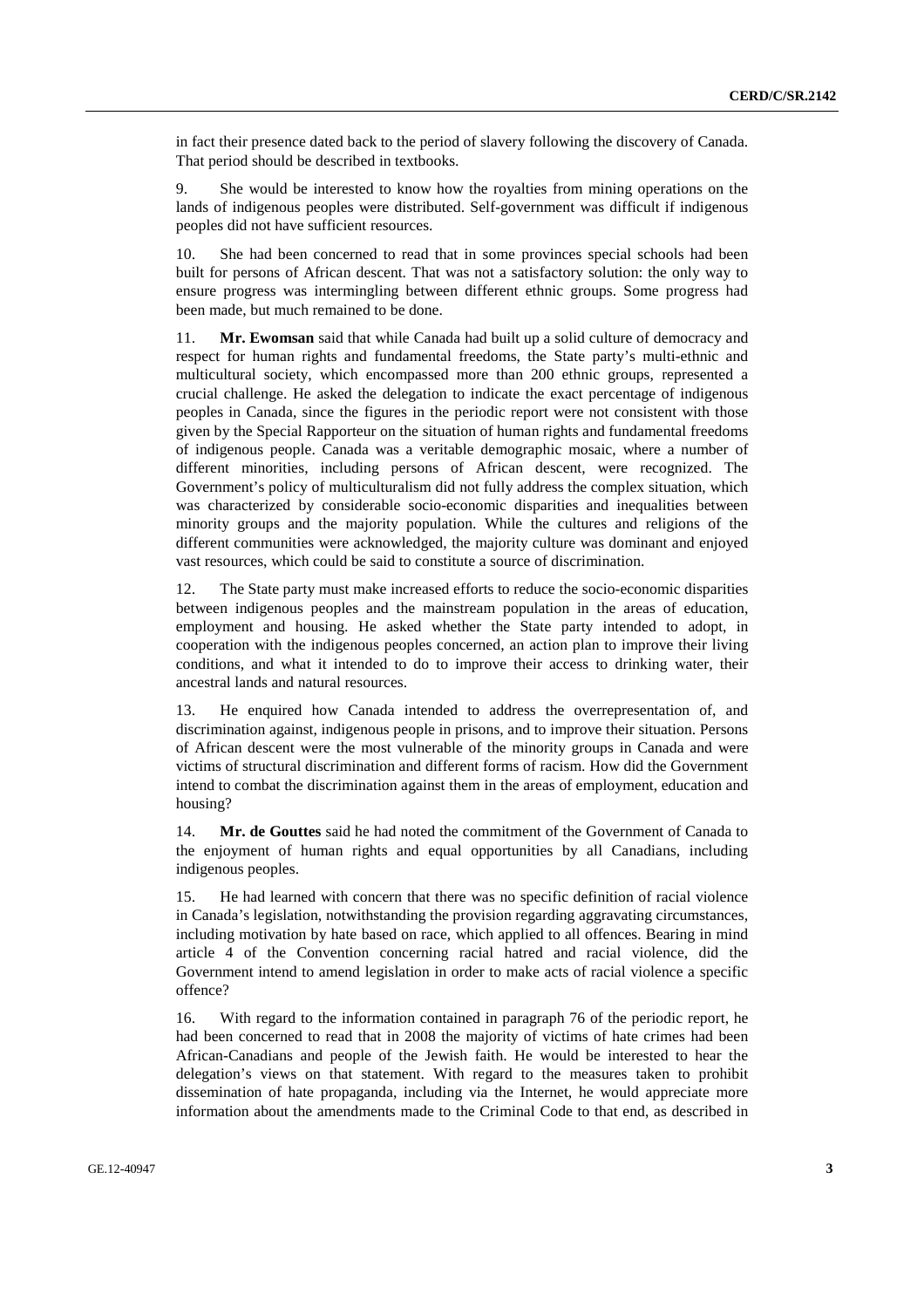in fact their presence dated back to the period of slavery following the discovery of Canada. That period should be described in textbooks.

9. She would be interested to know how the royalties from mining operations on the lands of indigenous peoples were distributed. Self-government was difficult if indigenous peoples did not have sufficient resources.

10. She had been concerned to read that in some provinces special schools had been built for persons of African descent. That was not a satisfactory solution: the only way to ensure progress was intermingling between different ethnic groups. Some progress had been made, but much remained to be done.

11. **Mr. Ewomsan** said that while Canada had built up a solid culture of democracy and respect for human rights and fundamental freedoms, the State party's multi-ethnic and multicultural society, which encompassed more than 200 ethnic groups, represented a crucial challenge. He asked the delegation to indicate the exact percentage of indigenous peoples in Canada, since the figures in the periodic report were not consistent with those given by the Special Rapporteur on the situation of human rights and fundamental freedoms of indigenous people. Canada was a veritable demographic mosaic, where a number of different minorities, including persons of African descent, were recognized. The Government's policy of multiculturalism did not fully address the complex situation, which was characterized by considerable socio-economic disparities and inequalities between minority groups and the majority population. While the cultures and religions of the different communities were acknowledged, the majority culture was dominant and enjoyed vast resources, which could be said to constitute a source of discrimination.

12. The State party must make increased efforts to reduce the socio-economic disparities between indigenous peoples and the mainstream population in the areas of education, employment and housing. He asked whether the State party intended to adopt, in cooperation with the indigenous peoples concerned, an action plan to improve their living conditions, and what it intended to do to improve their access to drinking water, their ancestral lands and natural resources.

13. He enquired how Canada intended to address the overrepresentation of, and discrimination against, indigenous people in prisons, and to improve their situation. Persons of African descent were the most vulnerable of the minority groups in Canada and were victims of structural discrimination and different forms of racism. How did the Government intend to combat the discrimination against them in the areas of employment, education and housing?

14. **Mr. de Gouttes** said he had noted the commitment of the Government of Canada to the enjoyment of human rights and equal opportunities by all Canadians, including indigenous peoples.

15. He had learned with concern that there was no specific definition of racial violence in Canada's legislation, notwithstanding the provision regarding aggravating circumstances, including motivation by hate based on race, which applied to all offences. Bearing in mind article 4 of the Convention concerning racial hatred and racial violence, did the Government intend to amend legislation in order to make acts of racial violence a specific offence?

16. With regard to the information contained in paragraph 76 of the periodic report, he had been concerned to read that in 2008 the majority of victims of hate crimes had been African-Canadians and people of the Jewish faith. He would be interested to hear the delegation's views on that statement. With regard to the measures taken to prohibit dissemination of hate propaganda, including via the Internet, he would appreciate more information about the amendments made to the Criminal Code to that end, as described in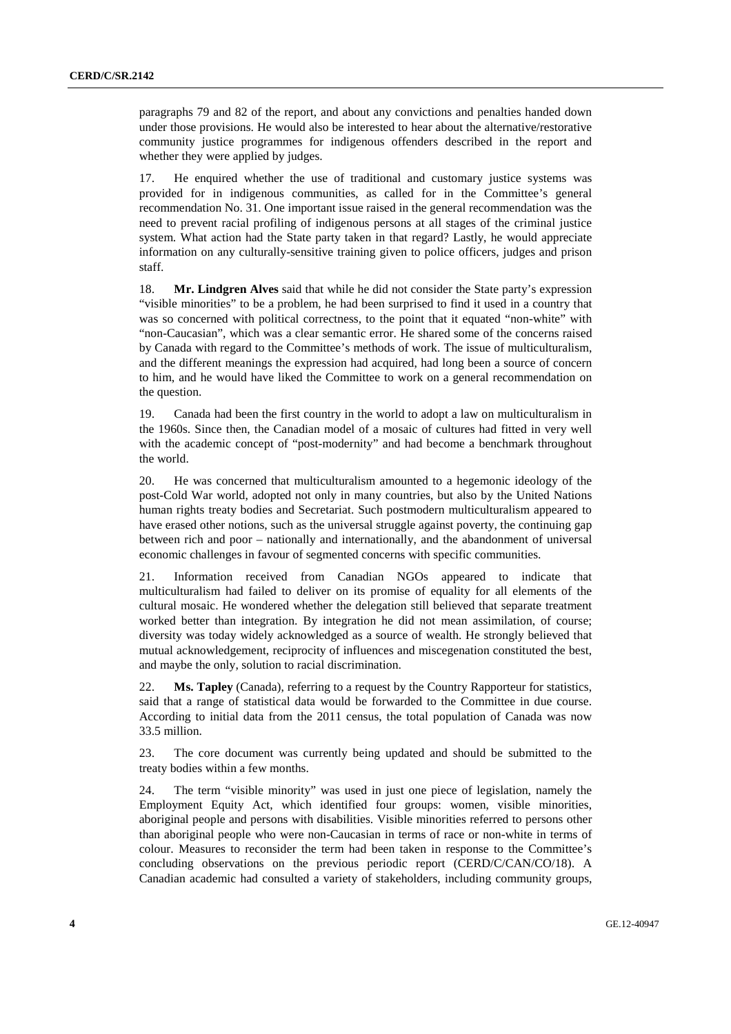paragraphs 79 and 82 of the report, and about any convictions and penalties handed down under those provisions. He would also be interested to hear about the alternative/restorative community justice programmes for indigenous offenders described in the report and whether they were applied by judges.

17. He enquired whether the use of traditional and customary justice systems was provided for in indigenous communities, as called for in the Committee's general recommendation No. 31. One important issue raised in the general recommendation was the need to prevent racial profiling of indigenous persons at all stages of the criminal justice system. What action had the State party taken in that regard? Lastly, he would appreciate information on any culturally-sensitive training given to police officers, judges and prison staff.

18. **Mr. Lindgren Alves** said that while he did not consider the State party's expression "visible minorities" to be a problem, he had been surprised to find it used in a country that was so concerned with political correctness, to the point that it equated "non-white" with "non-Caucasian", which was a clear semantic error. He shared some of the concerns raised by Canada with regard to the Committee's methods of work. The issue of multiculturalism, and the different meanings the expression had acquired, had long been a source of concern to him, and he would have liked the Committee to work on a general recommendation on the question.

19. Canada had been the first country in the world to adopt a law on multiculturalism in the 1960s. Since then, the Canadian model of a mosaic of cultures had fitted in very well with the academic concept of "post-modernity" and had become a benchmark throughout the world.

20. He was concerned that multiculturalism amounted to a hegemonic ideology of the post-Cold War world, adopted not only in many countries, but also by the United Nations human rights treaty bodies and Secretariat. Such postmodern multiculturalism appeared to have erased other notions, such as the universal struggle against poverty, the continuing gap between rich and poor – nationally and internationally, and the abandonment of universal economic challenges in favour of segmented concerns with specific communities.

21. Information received from Canadian NGOs appeared to indicate that multiculturalism had failed to deliver on its promise of equality for all elements of the cultural mosaic. He wondered whether the delegation still believed that separate treatment worked better than integration. By integration he did not mean assimilation, of course; diversity was today widely acknowledged as a source of wealth. He strongly believed that mutual acknowledgement, reciprocity of influences and miscegenation constituted the best, and maybe the only, solution to racial discrimination.

22. **Ms. Tapley** (Canada), referring to a request by the Country Rapporteur for statistics, said that a range of statistical data would be forwarded to the Committee in due course. According to initial data from the 2011 census, the total population of Canada was now 33.5 million.

23. The core document was currently being updated and should be submitted to the treaty bodies within a few months.

24. The term "visible minority" was used in just one piece of legislation, namely the Employment Equity Act, which identified four groups: women, visible minorities, aboriginal people and persons with disabilities. Visible minorities referred to persons other than aboriginal people who were non-Caucasian in terms of race or non-white in terms of colour. Measures to reconsider the term had been taken in response to the Committee's concluding observations on the previous periodic report (CERD/C/CAN/CO/18). A Canadian academic had consulted a variety of stakeholders, including community groups,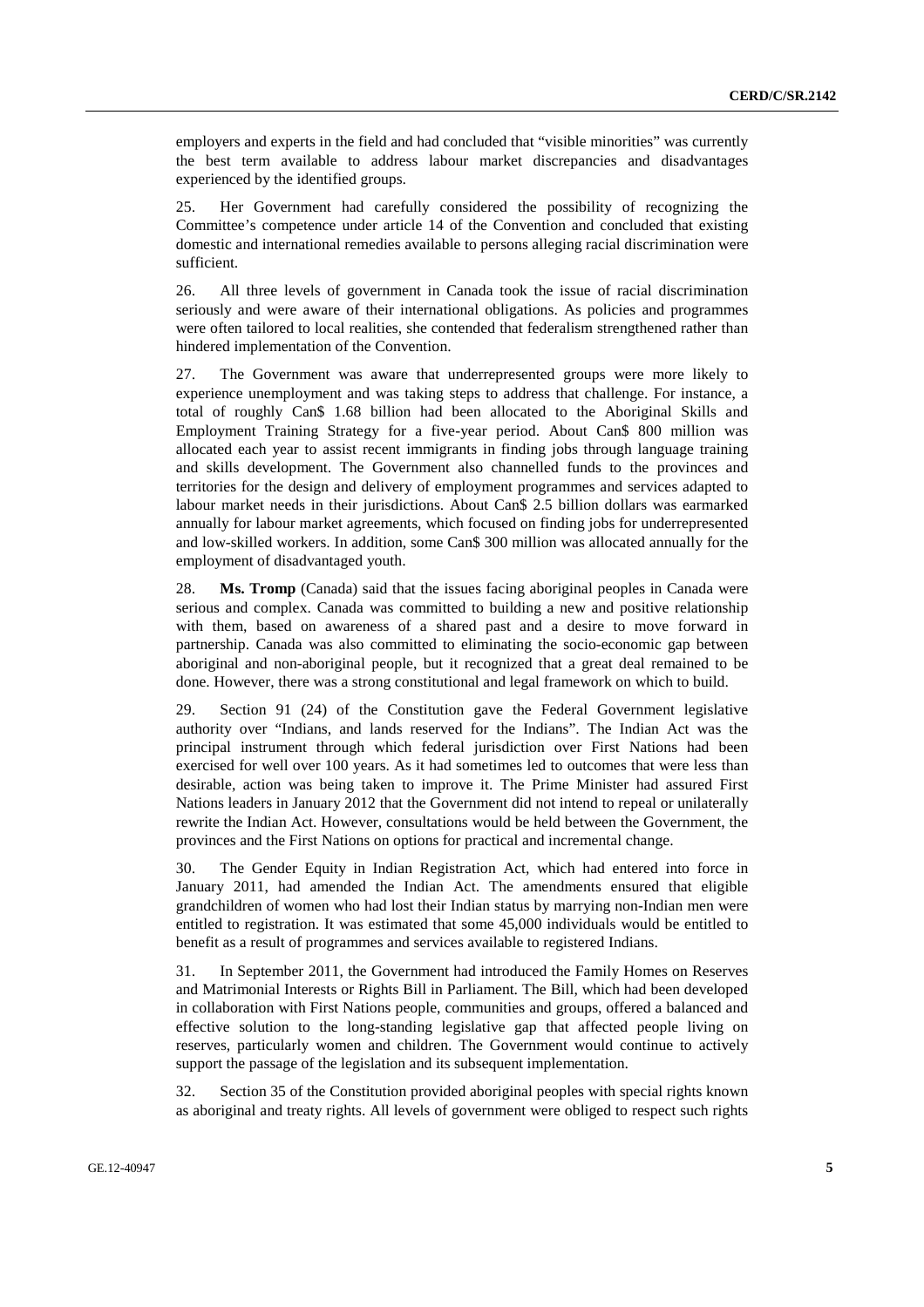employers and experts in the field and had concluded that "visible minorities" was currently the best term available to address labour market discrepancies and disadvantages experienced by the identified groups.

25. Her Government had carefully considered the possibility of recognizing the Committee's competence under article 14 of the Convention and concluded that existing domestic and international remedies available to persons alleging racial discrimination were sufficient.

26. All three levels of government in Canada took the issue of racial discrimination seriously and were aware of their international obligations. As policies and programmes were often tailored to local realities, she contended that federalism strengthened rather than hindered implementation of the Convention.

27. The Government was aware that underrepresented groups were more likely to experience unemployment and was taking steps to address that challenge. For instance, a total of roughly Can$ 1.68 billion had been allocated to the Aboriginal Skills and Employment Training Strategy for a five-year period. About Can$ 800 million was allocated each year to assist recent immigrants in finding jobs through language training and skills development. The Government also channelled funds to the provinces and territories for the design and delivery of employment programmes and services adapted to labour market needs in their jurisdictions. About Can$ 2.5 billion dollars was earmarked annually for labour market agreements, which focused on finding jobs for underrepresented and low-skilled workers. In addition, some Can$ 300 million was allocated annually for the employment of disadvantaged youth.

28. **Ms. Tromp** (Canada) said that the issues facing aboriginal peoples in Canada were serious and complex. Canada was committed to building a new and positive relationship with them, based on awareness of a shared past and a desire to move forward in partnership. Canada was also committed to eliminating the socio-economic gap between aboriginal and non-aboriginal people, but it recognized that a great deal remained to be done. However, there was a strong constitutional and legal framework on which to build.

29. Section 91 (24) of the Constitution gave the Federal Government legislative authority over "Indians, and lands reserved for the Indians". The Indian Act was the principal instrument through which federal jurisdiction over First Nations had been exercised for well over 100 years. As it had sometimes led to outcomes that were less than desirable, action was being taken to improve it. The Prime Minister had assured First Nations leaders in January 2012 that the Government did not intend to repeal or unilaterally rewrite the Indian Act. However, consultations would be held between the Government, the provinces and the First Nations on options for practical and incremental change.

30. The Gender Equity in Indian Registration Act, which had entered into force in January 2011, had amended the Indian Act. The amendments ensured that eligible grandchildren of women who had lost their Indian status by marrying non-Indian men were entitled to registration. It was estimated that some 45,000 individuals would be entitled to benefit as a result of programmes and services available to registered Indians.

31. In September 2011, the Government had introduced the Family Homes on Reserves and Matrimonial Interests or Rights Bill in Parliament. The Bill, which had been developed in collaboration with First Nations people, communities and groups, offered a balanced and effective solution to the long-standing legislative gap that affected people living on reserves, particularly women and children. The Government would continue to actively support the passage of the legislation and its subsequent implementation.

32. Section 35 of the Constitution provided aboriginal peoples with special rights known as aboriginal and treaty rights. All levels of government were obliged to respect such rights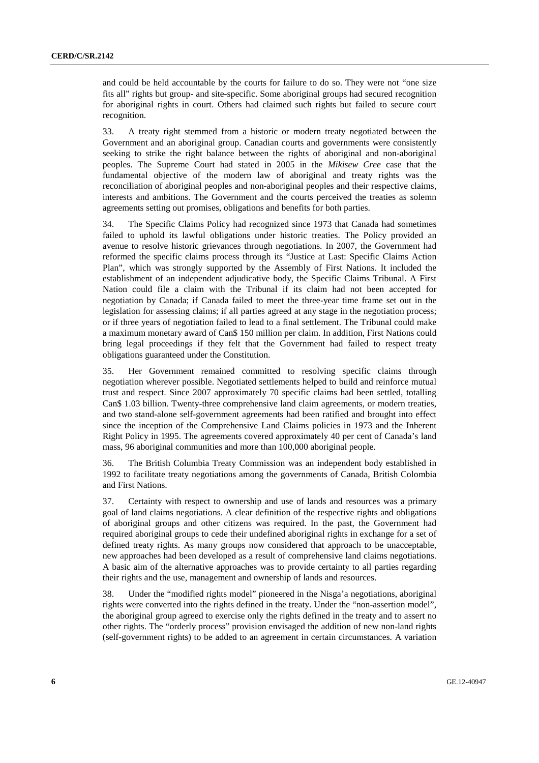and could be held accountable by the courts for failure to do so. They were not "one size fits all" rights but group- and site-specific. Some aboriginal groups had secured recognition for aboriginal rights in court. Others had claimed such rights but failed to secure court recognition.

33. A treaty right stemmed from a historic or modern treaty negotiated between the Government and an aboriginal group. Canadian courts and governments were consistently seeking to strike the right balance between the rights of aboriginal and non-aboriginal peoples. The Supreme Court had stated in 2005 in the *Mikisew Cree* case that the fundamental objective of the modern law of aboriginal and treaty rights was the reconciliation of aboriginal peoples and non-aboriginal peoples and their respective claims, interests and ambitions. The Government and the courts perceived the treaties as solemn agreements setting out promises, obligations and benefits for both parties.

34. The Specific Claims Policy had recognized since 1973 that Canada had sometimes failed to uphold its lawful obligations under historic treaties. The Policy provided an avenue to resolve historic grievances through negotiations. In 2007, the Government had reformed the specific claims process through its "Justice at Last: Specific Claims Action Plan", which was strongly supported by the Assembly of First Nations. It included the establishment of an independent adjudicative body, the Specific Claims Tribunal. A First Nation could file a claim with the Tribunal if its claim had not been accepted for negotiation by Canada; if Canada failed to meet the three-year time frame set out in the legislation for assessing claims; if all parties agreed at any stage in the negotiation process; or if three years of negotiation failed to lead to a final settlement. The Tribunal could make a maximum monetary award of Can$ 150 million per claim. In addition, First Nations could bring legal proceedings if they felt that the Government had failed to respect treaty obligations guaranteed under the Constitution.

35. Her Government remained committed to resolving specific claims through negotiation wherever possible. Negotiated settlements helped to build and reinforce mutual trust and respect. Since 2007 approximately 70 specific claims had been settled, totalling Can$ 1.03 billion. Twenty-three comprehensive land claim agreements, or modern treaties, and two stand-alone self-government agreements had been ratified and brought into effect since the inception of the Comprehensive Land Claims policies in 1973 and the Inherent Right Policy in 1995. The agreements covered approximately 40 per cent of Canada's land mass, 96 aboriginal communities and more than 100,000 aboriginal people.

36. The British Columbia Treaty Commission was an independent body established in 1992 to facilitate treaty negotiations among the governments of Canada, British Colombia and First Nations.

37. Certainty with respect to ownership and use of lands and resources was a primary goal of land claims negotiations. A clear definition of the respective rights and obligations of aboriginal groups and other citizens was required. In the past, the Government had required aboriginal groups to cede their undefined aboriginal rights in exchange for a set of defined treaty rights. As many groups now considered that approach to be unacceptable, new approaches had been developed as a result of comprehensive land claims negotiations. A basic aim of the alternative approaches was to provide certainty to all parties regarding their rights and the use, management and ownership of lands and resources.

38. Under the "modified rights model" pioneered in the Nisga'a negotiations, aboriginal rights were converted into the rights defined in the treaty. Under the "non-assertion model", the aboriginal group agreed to exercise only the rights defined in the treaty and to assert no other rights. The "orderly process" provision envisaged the addition of new non-land rights (self-government rights) to be added to an agreement in certain circumstances. A variation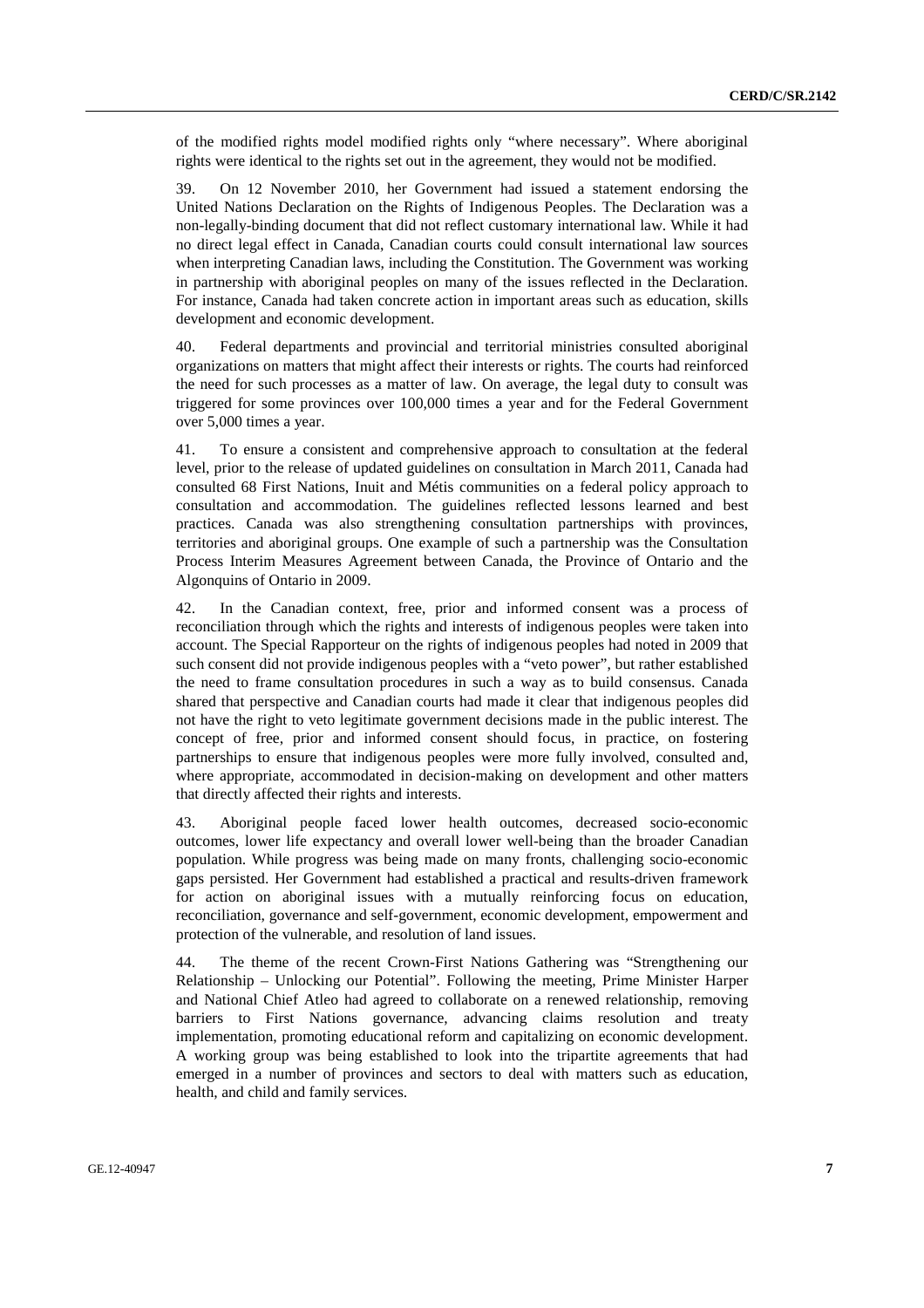of the modified rights model modified rights only "where necessary". Where aboriginal rights were identical to the rights set out in the agreement, they would not be modified.

39. On 12 November 2010, her Government had issued a statement endorsing the United Nations Declaration on the Rights of Indigenous Peoples. The Declaration was a non-legally-binding document that did not reflect customary international law. While it had no direct legal effect in Canada, Canadian courts could consult international law sources when interpreting Canadian laws, including the Constitution. The Government was working in partnership with aboriginal peoples on many of the issues reflected in the Declaration. For instance, Canada had taken concrete action in important areas such as education, skills development and economic development.

40. Federal departments and provincial and territorial ministries consulted aboriginal organizations on matters that might affect their interests or rights. The courts had reinforced the need for such processes as a matter of law. On average, the legal duty to consult was triggered for some provinces over 100,000 times a year and for the Federal Government over 5,000 times a year.

41. To ensure a consistent and comprehensive approach to consultation at the federal level, prior to the release of updated guidelines on consultation in March 2011, Canada had consulted 68 First Nations, Inuit and Métis communities on a federal policy approach to consultation and accommodation. The guidelines reflected lessons learned and best practices. Canada was also strengthening consultation partnerships with provinces, territories and aboriginal groups. One example of such a partnership was the Consultation Process Interim Measures Agreement between Canada, the Province of Ontario and the Algonquins of Ontario in 2009.

42. In the Canadian context, free, prior and informed consent was a process of reconciliation through which the rights and interests of indigenous peoples were taken into account. The Special Rapporteur on the rights of indigenous peoples had noted in 2009 that such consent did not provide indigenous peoples with a "veto power", but rather established the need to frame consultation procedures in such a way as to build consensus. Canada shared that perspective and Canadian courts had made it clear that indigenous peoples did not have the right to veto legitimate government decisions made in the public interest. The concept of free, prior and informed consent should focus, in practice, on fostering partnerships to ensure that indigenous peoples were more fully involved, consulted and, where appropriate, accommodated in decision-making on development and other matters that directly affected their rights and interests.

43. Aboriginal people faced lower health outcomes, decreased socio-economic outcomes, lower life expectancy and overall lower well-being than the broader Canadian population. While progress was being made on many fronts, challenging socio-economic gaps persisted. Her Government had established a practical and results-driven framework for action on aboriginal issues with a mutually reinforcing focus on education, reconciliation, governance and self-government, economic development, empowerment and protection of the vulnerable, and resolution of land issues.

44. The theme of the recent Crown-First Nations Gathering was "Strengthening our Relationship – Unlocking our Potential". Following the meeting, Prime Minister Harper and National Chief Atleo had agreed to collaborate on a renewed relationship, removing barriers to First Nations governance, advancing claims resolution and treaty implementation, promoting educational reform and capitalizing on economic development. A working group was being established to look into the tripartite agreements that had emerged in a number of provinces and sectors to deal with matters such as education, health, and child and family services.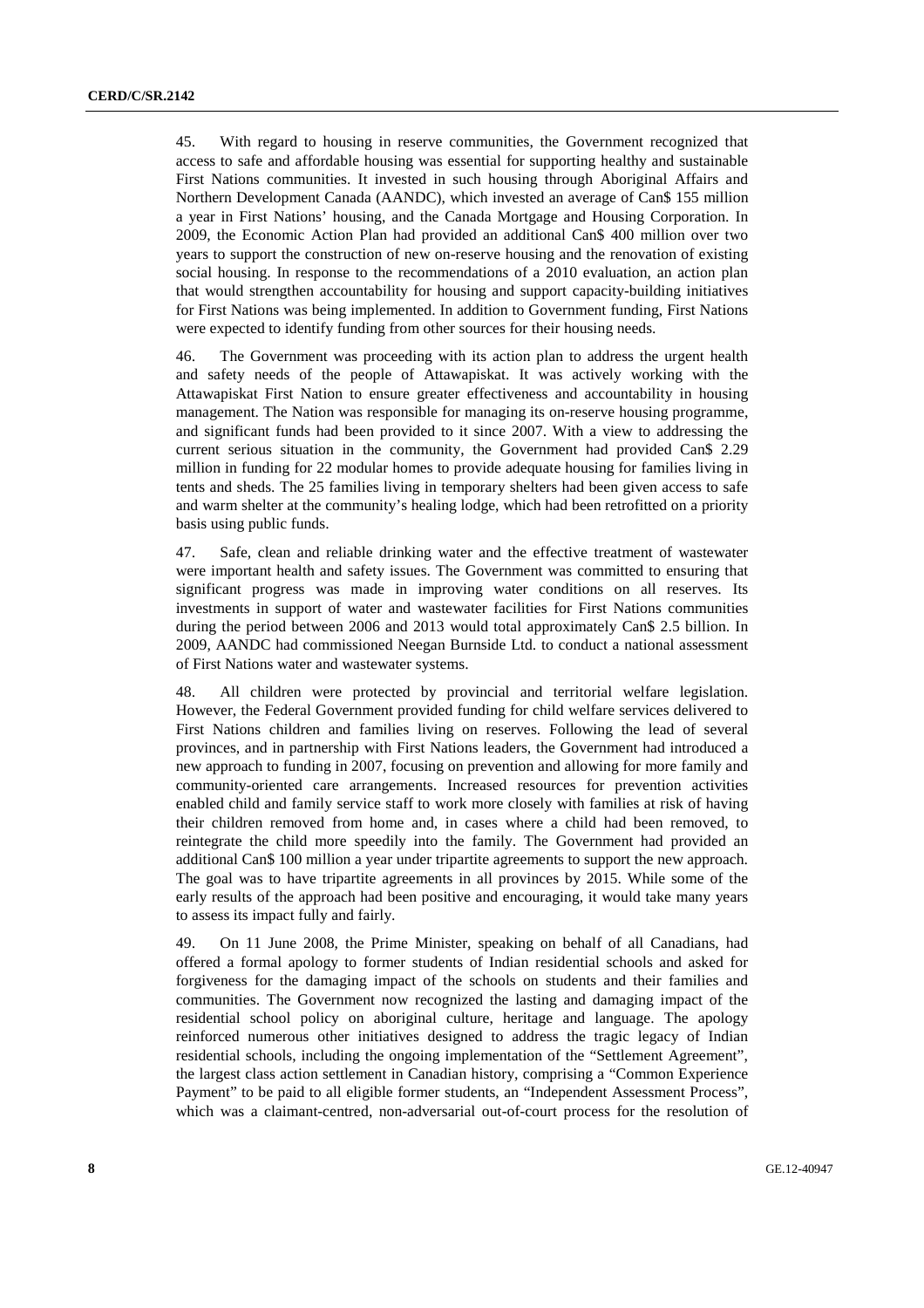45. With regard to housing in reserve communities, the Government recognized that access to safe and affordable housing was essential for supporting healthy and sustainable First Nations communities. It invested in such housing through Aboriginal Affairs and Northern Development Canada (AANDC), which invested an average of Can$ 155 million a year in First Nations' housing, and the Canada Mortgage and Housing Corporation. In 2009, the Economic Action Plan had provided an additional Can$ 400 million over two years to support the construction of new on-reserve housing and the renovation of existing social housing. In response to the recommendations of a 2010 evaluation, an action plan that would strengthen accountability for housing and support capacity-building initiatives for First Nations was being implemented. In addition to Government funding, First Nations were expected to identify funding from other sources for their housing needs.

46. The Government was proceeding with its action plan to address the urgent health and safety needs of the people of Attawapiskat. It was actively working with the Attawapiskat First Nation to ensure greater effectiveness and accountability in housing management. The Nation was responsible for managing its on-reserve housing programme, and significant funds had been provided to it since 2007. With a view to addressing the current serious situation in the community, the Government had provided Can$ 2.29 million in funding for 22 modular homes to provide adequate housing for families living in tents and sheds. The 25 families living in temporary shelters had been given access to safe and warm shelter at the community's healing lodge, which had been retrofitted on a priority basis using public funds.

47. Safe, clean and reliable drinking water and the effective treatment of wastewater were important health and safety issues. The Government was committed to ensuring that significant progress was made in improving water conditions on all reserves. Its investments in support of water and wastewater facilities for First Nations communities during the period between 2006 and 2013 would total approximately Can$ 2.5 billion. In 2009, AANDC had commissioned Neegan Burnside Ltd. to conduct a national assessment of First Nations water and wastewater systems.

48. All children were protected by provincial and territorial welfare legislation. However, the Federal Government provided funding for child welfare services delivered to First Nations children and families living on reserves. Following the lead of several provinces, and in partnership with First Nations leaders, the Government had introduced a new approach to funding in 2007, focusing on prevention and allowing for more family and community-oriented care arrangements. Increased resources for prevention activities enabled child and family service staff to work more closely with families at risk of having their children removed from home and, in cases where a child had been removed, to reintegrate the child more speedily into the family. The Government had provided an additional Can$ 100 million a year under tripartite agreements to support the new approach. The goal was to have tripartite agreements in all provinces by 2015. While some of the early results of the approach had been positive and encouraging, it would take many years to assess its impact fully and fairly.

49. On 11 June 2008, the Prime Minister, speaking on behalf of all Canadians, had offered a formal apology to former students of Indian residential schools and asked for forgiveness for the damaging impact of the schools on students and their families and communities. The Government now recognized the lasting and damaging impact of the residential school policy on aboriginal culture, heritage and language. The apology reinforced numerous other initiatives designed to address the tragic legacy of Indian residential schools, including the ongoing implementation of the "Settlement Agreement", the largest class action settlement in Canadian history, comprising a "Common Experience Payment" to be paid to all eligible former students, an "Independent Assessment Process", which was a claimant-centred, non-adversarial out-of-court process for the resolution of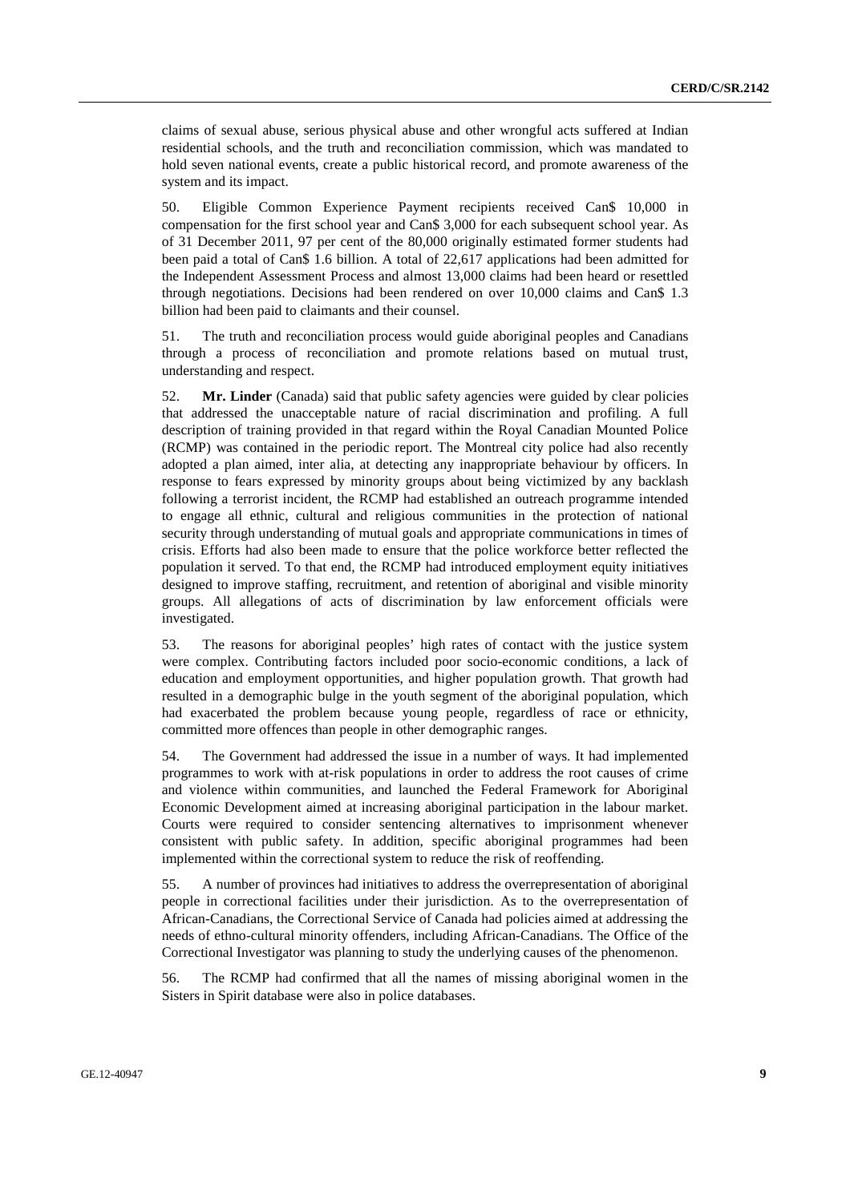claims of sexual abuse, serious physical abuse and other wrongful acts suffered at Indian residential schools, and the truth and reconciliation commission, which was mandated to hold seven national events, create a public historical record, and promote awareness of the system and its impact.

50. Eligible Common Experience Payment recipients received Can$ 10,000 in compensation for the first school year and Can$ 3,000 for each subsequent school year. As of 31 December 2011, 97 per cent of the 80,000 originally estimated former students had been paid a total of Can$ 1.6 billion. A total of 22,617 applications had been admitted for the Independent Assessment Process and almost 13,000 claims had been heard or resettled through negotiations. Decisions had been rendered on over 10,000 claims and Can$ 1.3 billion had been paid to claimants and their counsel.

51. The truth and reconciliation process would guide aboriginal peoples and Canadians through a process of reconciliation and promote relations based on mutual trust, understanding and respect.

52. **Mr. Linder** (Canada) said that public safety agencies were guided by clear policies that addressed the unacceptable nature of racial discrimination and profiling. A full description of training provided in that regard within the Royal Canadian Mounted Police (RCMP) was contained in the periodic report. The Montreal city police had also recently adopted a plan aimed, inter alia, at detecting any inappropriate behaviour by officers. In response to fears expressed by minority groups about being victimized by any backlash following a terrorist incident, the RCMP had established an outreach programme intended to engage all ethnic, cultural and religious communities in the protection of national security through understanding of mutual goals and appropriate communications in times of crisis. Efforts had also been made to ensure that the police workforce better reflected the population it served. To that end, the RCMP had introduced employment equity initiatives designed to improve staffing, recruitment, and retention of aboriginal and visible minority groups. All allegations of acts of discrimination by law enforcement officials were investigated.

53. The reasons for aboriginal peoples' high rates of contact with the justice system were complex. Contributing factors included poor socio-economic conditions, a lack of education and employment opportunities, and higher population growth. That growth had resulted in a demographic bulge in the youth segment of the aboriginal population, which had exacerbated the problem because young people, regardless of race or ethnicity, committed more offences than people in other demographic ranges.

54. The Government had addressed the issue in a number of ways. It had implemented programmes to work with at-risk populations in order to address the root causes of crime and violence within communities, and launched the Federal Framework for Aboriginal Economic Development aimed at increasing aboriginal participation in the labour market. Courts were required to consider sentencing alternatives to imprisonment whenever consistent with public safety. In addition, specific aboriginal programmes had been implemented within the correctional system to reduce the risk of reoffending.

55. A number of provinces had initiatives to address the overrepresentation of aboriginal people in correctional facilities under their jurisdiction. As to the overrepresentation of African-Canadians, the Correctional Service of Canada had policies aimed at addressing the needs of ethno-cultural minority offenders, including African-Canadians. The Office of the Correctional Investigator was planning to study the underlying causes of the phenomenon.

56. The RCMP had confirmed that all the names of missing aboriginal women in the Sisters in Spirit database were also in police databases.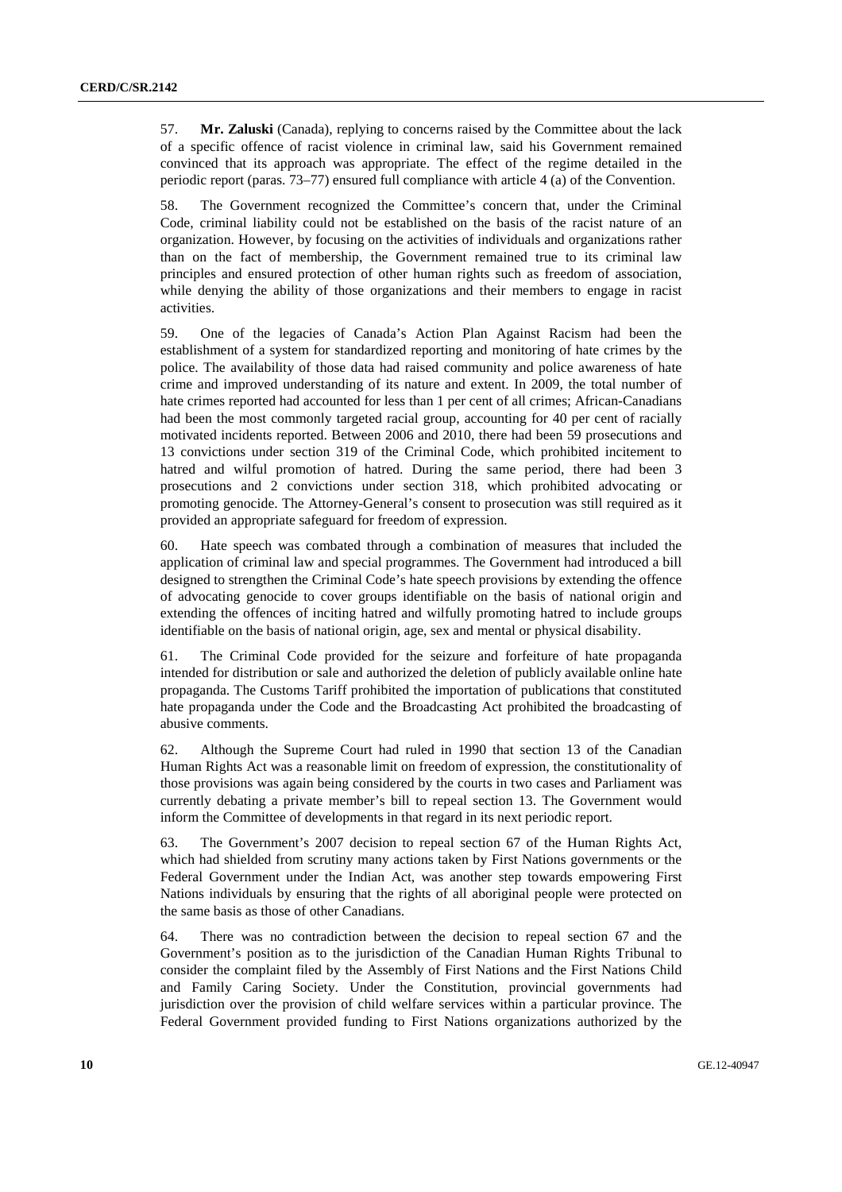57. **Mr. Zaluski** (Canada), replying to concerns raised by the Committee about the lack of a specific offence of racist violence in criminal law, said his Government remained convinced that its approach was appropriate. The effect of the regime detailed in the periodic report (paras. 73–77) ensured full compliance with article 4 (a) of the Convention.

58. The Government recognized the Committee's concern that, under the Criminal Code, criminal liability could not be established on the basis of the racist nature of an organization. However, by focusing on the activities of individuals and organizations rather than on the fact of membership, the Government remained true to its criminal law principles and ensured protection of other human rights such as freedom of association, while denying the ability of those organizations and their members to engage in racist activities.

59. One of the legacies of Canada's Action Plan Against Racism had been the establishment of a system for standardized reporting and monitoring of hate crimes by the police. The availability of those data had raised community and police awareness of hate crime and improved understanding of its nature and extent. In 2009, the total number of hate crimes reported had accounted for less than 1 per cent of all crimes; African-Canadians had been the most commonly targeted racial group, accounting for 40 per cent of racially motivated incidents reported. Between 2006 and 2010, there had been 59 prosecutions and 13 convictions under section 319 of the Criminal Code, which prohibited incitement to hatred and wilful promotion of hatred. During the same period, there had been 3 prosecutions and 2 convictions under section 318, which prohibited advocating or promoting genocide. The Attorney-General's consent to prosecution was still required as it provided an appropriate safeguard for freedom of expression.

60. Hate speech was combated through a combination of measures that included the application of criminal law and special programmes. The Government had introduced a bill designed to strengthen the Criminal Code's hate speech provisions by extending the offence of advocating genocide to cover groups identifiable on the basis of national origin and extending the offences of inciting hatred and wilfully promoting hatred to include groups identifiable on the basis of national origin, age, sex and mental or physical disability.

61. The Criminal Code provided for the seizure and forfeiture of hate propaganda intended for distribution or sale and authorized the deletion of publicly available online hate propaganda. The Customs Tariff prohibited the importation of publications that constituted hate propaganda under the Code and the Broadcasting Act prohibited the broadcasting of abusive comments.

62. Although the Supreme Court had ruled in 1990 that section 13 of the Canadian Human Rights Act was a reasonable limit on freedom of expression, the constitutionality of those provisions was again being considered by the courts in two cases and Parliament was currently debating a private member's bill to repeal section 13. The Government would inform the Committee of developments in that regard in its next periodic report.

63. The Government's 2007 decision to repeal section 67 of the Human Rights Act, which had shielded from scrutiny many actions taken by First Nations governments or the Federal Government under the Indian Act, was another step towards empowering First Nations individuals by ensuring that the rights of all aboriginal people were protected on the same basis as those of other Canadians.

64. There was no contradiction between the decision to repeal section 67 and the Government's position as to the jurisdiction of the Canadian Human Rights Tribunal to consider the complaint filed by the Assembly of First Nations and the First Nations Child and Family Caring Society. Under the Constitution, provincial governments had jurisdiction over the provision of child welfare services within a particular province. The Federal Government provided funding to First Nations organizations authorized by the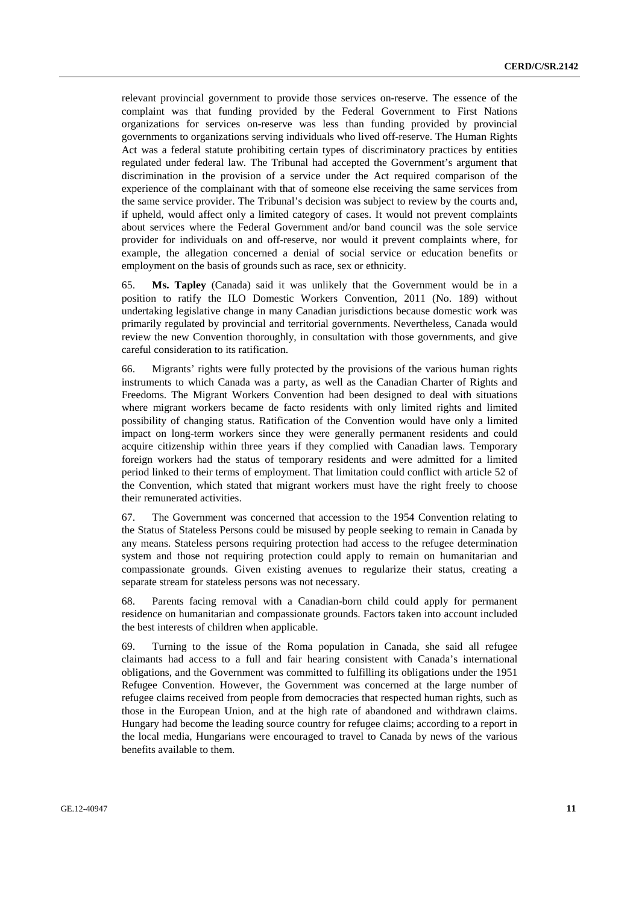relevant provincial government to provide those services on-reserve. The essence of the complaint was that funding provided by the Federal Government to First Nations organizations for services on-reserve was less than funding provided by provincial governments to organizations serving individuals who lived off-reserve. The Human Rights Act was a federal statute prohibiting certain types of discriminatory practices by entities regulated under federal law. The Tribunal had accepted the Government's argument that discrimination in the provision of a service under the Act required comparison of the experience of the complainant with that of someone else receiving the same services from the same service provider. The Tribunal's decision was subject to review by the courts and, if upheld, would affect only a limited category of cases. It would not prevent complaints about services where the Federal Government and/or band council was the sole service provider for individuals on and off-reserve, nor would it prevent complaints where, for example, the allegation concerned a denial of social service or education benefits or employment on the basis of grounds such as race, sex or ethnicity.

65. **Ms. Tapley** (Canada) said it was unlikely that the Government would be in a position to ratify the ILO Domestic Workers Convention, 2011 (No. 189) without undertaking legislative change in many Canadian jurisdictions because domestic work was primarily regulated by provincial and territorial governments. Nevertheless, Canada would review the new Convention thoroughly, in consultation with those governments, and give careful consideration to its ratification.

66. Migrants' rights were fully protected by the provisions of the various human rights instruments to which Canada was a party, as well as the Canadian Charter of Rights and Freedoms. The Migrant Workers Convention had been designed to deal with situations where migrant workers became de facto residents with only limited rights and limited possibility of changing status. Ratification of the Convention would have only a limited impact on long-term workers since they were generally permanent residents and could acquire citizenship within three years if they complied with Canadian laws. Temporary foreign workers had the status of temporary residents and were admitted for a limited period linked to their terms of employment. That limitation could conflict with article 52 of the Convention, which stated that migrant workers must have the right freely to choose their remunerated activities.

67. The Government was concerned that accession to the 1954 Convention relating to the Status of Stateless Persons could be misused by people seeking to remain in Canada by any means. Stateless persons requiring protection had access to the refugee determination system and those not requiring protection could apply to remain on humanitarian and compassionate grounds. Given existing avenues to regularize their status, creating a separate stream for stateless persons was not necessary.

68. Parents facing removal with a Canadian-born child could apply for permanent residence on humanitarian and compassionate grounds. Factors taken into account included the best interests of children when applicable.

69. Turning to the issue of the Roma population in Canada, she said all refugee claimants had access to a full and fair hearing consistent with Canada's international obligations, and the Government was committed to fulfilling its obligations under the 1951 Refugee Convention. However, the Government was concerned at the large number of refugee claims received from people from democracies that respected human rights, such as those in the European Union, and at the high rate of abandoned and withdrawn claims. Hungary had become the leading source country for refugee claims; according to a report in the local media, Hungarians were encouraged to travel to Canada by news of the various benefits available to them.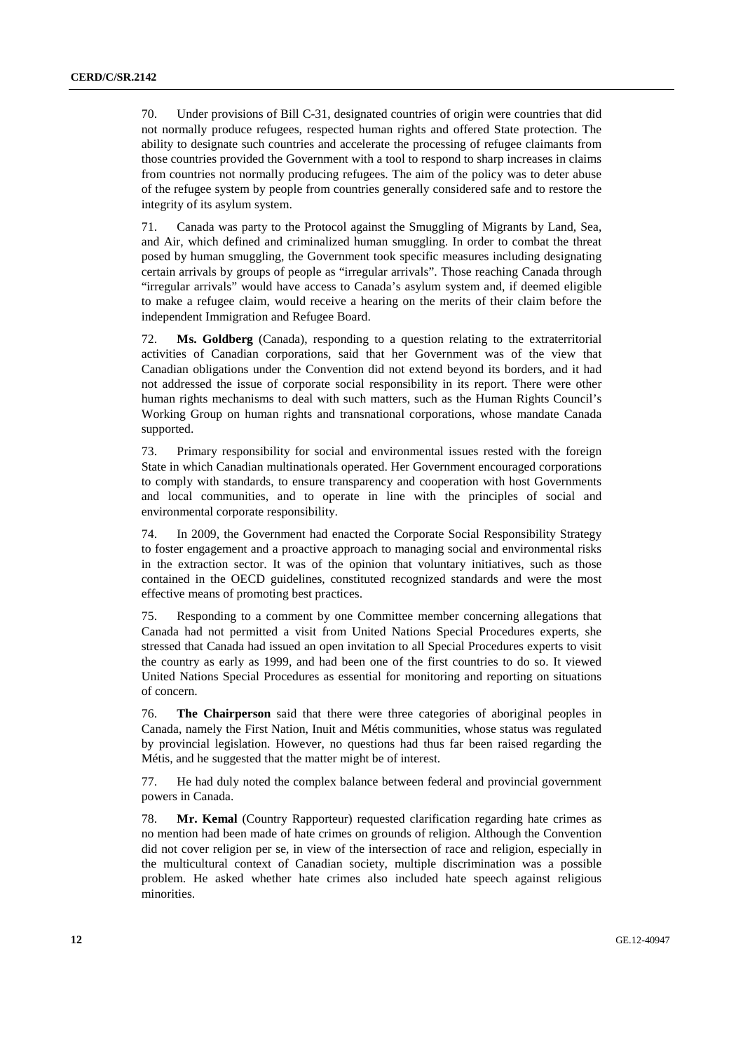70. Under provisions of Bill C-31, designated countries of origin were countries that did not normally produce refugees, respected human rights and offered State protection. The ability to designate such countries and accelerate the processing of refugee claimants from those countries provided the Government with a tool to respond to sharp increases in claims from countries not normally producing refugees. The aim of the policy was to deter abuse of the refugee system by people from countries generally considered safe and to restore the integrity of its asylum system.

71. Canada was party to the Protocol against the Smuggling of Migrants by Land, Sea, and Air, which defined and criminalized human smuggling. In order to combat the threat posed by human smuggling, the Government took specific measures including designating certain arrivals by groups of people as "irregular arrivals". Those reaching Canada through "irregular arrivals" would have access to Canada's asylum system and, if deemed eligible to make a refugee claim, would receive a hearing on the merits of their claim before the independent Immigration and Refugee Board.

72. **Ms. Goldberg** (Canada), responding to a question relating to the extraterritorial activities of Canadian corporations, said that her Government was of the view that Canadian obligations under the Convention did not extend beyond its borders, and it had not addressed the issue of corporate social responsibility in its report. There were other human rights mechanisms to deal with such matters, such as the Human Rights Council's Working Group on human rights and transnational corporations, whose mandate Canada supported.

73. Primary responsibility for social and environmental issues rested with the foreign State in which Canadian multinationals operated. Her Government encouraged corporations to comply with standards, to ensure transparency and cooperation with host Governments and local communities, and to operate in line with the principles of social and environmental corporate responsibility.

74. In 2009, the Government had enacted the Corporate Social Responsibility Strategy to foster engagement and a proactive approach to managing social and environmental risks in the extraction sector. It was of the opinion that voluntary initiatives, such as those contained in the OECD guidelines, constituted recognized standards and were the most effective means of promoting best practices.

75. Responding to a comment by one Committee member concerning allegations that Canada had not permitted a visit from United Nations Special Procedures experts, she stressed that Canada had issued an open invitation to all Special Procedures experts to visit the country as early as 1999, and had been one of the first countries to do so. It viewed United Nations Special Procedures as essential for monitoring and reporting on situations of concern.

76. **The Chairperson** said that there were three categories of aboriginal peoples in Canada, namely the First Nation, Inuit and Métis communities, whose status was regulated by provincial legislation. However, no questions had thus far been raised regarding the Métis, and he suggested that the matter might be of interest.

77. He had duly noted the complex balance between federal and provincial government powers in Canada.

78. **Mr. Kemal** (Country Rapporteur) requested clarification regarding hate crimes as no mention had been made of hate crimes on grounds of religion. Although the Convention did not cover religion per se, in view of the intersection of race and religion, especially in the multicultural context of Canadian society, multiple discrimination was a possible problem. He asked whether hate crimes also included hate speech against religious minorities.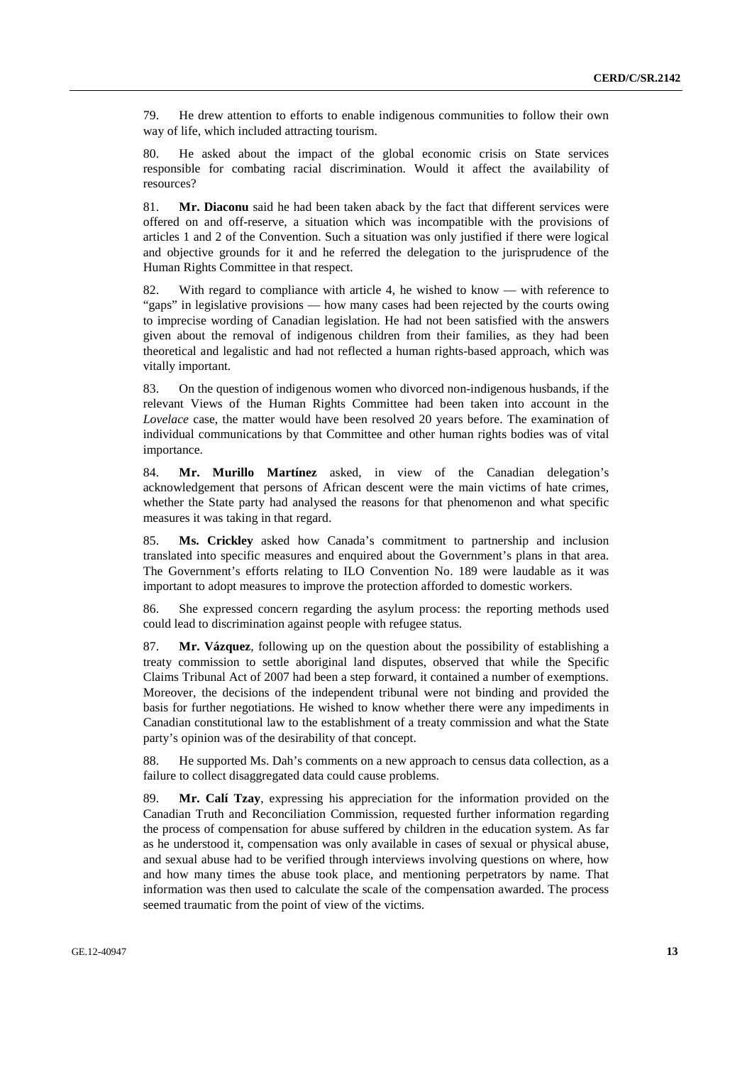79. He drew attention to efforts to enable indigenous communities to follow their own way of life, which included attracting tourism.

80. He asked about the impact of the global economic crisis on State services responsible for combating racial discrimination. Would it affect the availability of resources?

81. **Mr. Diaconu** said he had been taken aback by the fact that different services were offered on and off-reserve, a situation which was incompatible with the provisions of articles 1 and 2 of the Convention. Such a situation was only justified if there were logical and objective grounds for it and he referred the delegation to the jurisprudence of the Human Rights Committee in that respect.

82. With regard to compliance with article 4, he wished to know — with reference to "gaps" in legislative provisions — how many cases had been rejected by the courts owing to imprecise wording of Canadian legislation. He had not been satisfied with the answers given about the removal of indigenous children from their families, as they had been theoretical and legalistic and had not reflected a human rights-based approach, which was vitally important.

83. On the question of indigenous women who divorced non-indigenous husbands, if the relevant Views of the Human Rights Committee had been taken into account in the *Lovelace* case, the matter would have been resolved 20 years before. The examination of individual communications by that Committee and other human rights bodies was of vital importance.

84. **Mr. Murillo Martínez** asked, in view of the Canadian delegation's acknowledgement that persons of African descent were the main victims of hate crimes, whether the State party had analysed the reasons for that phenomenon and what specific measures it was taking in that regard.

85. **Ms. Crickley** asked how Canada's commitment to partnership and inclusion translated into specific measures and enquired about the Government's plans in that area. The Government's efforts relating to ILO Convention No. 189 were laudable as it was important to adopt measures to improve the protection afforded to domestic workers.

86. She expressed concern regarding the asylum process: the reporting methods used could lead to discrimination against people with refugee status.

87. **Mr. Vázquez**, following up on the question about the possibility of establishing a treaty commission to settle aboriginal land disputes, observed that while the Specific Claims Tribunal Act of 2007 had been a step forward, it contained a number of exemptions. Moreover, the decisions of the independent tribunal were not binding and provided the basis for further negotiations. He wished to know whether there were any impediments in Canadian constitutional law to the establishment of a treaty commission and what the State party's opinion was of the desirability of that concept.

88. He supported Ms. Dah's comments on a new approach to census data collection, as a failure to collect disaggregated data could cause problems.

89. **Mr. Calí Tzay**, expressing his appreciation for the information provided on the Canadian Truth and Reconciliation Commission, requested further information regarding the process of compensation for abuse suffered by children in the education system. As far as he understood it, compensation was only available in cases of sexual or physical abuse, and sexual abuse had to be verified through interviews involving questions on where, how and how many times the abuse took place, and mentioning perpetrators by name. That information was then used to calculate the scale of the compensation awarded. The process seemed traumatic from the point of view of the victims.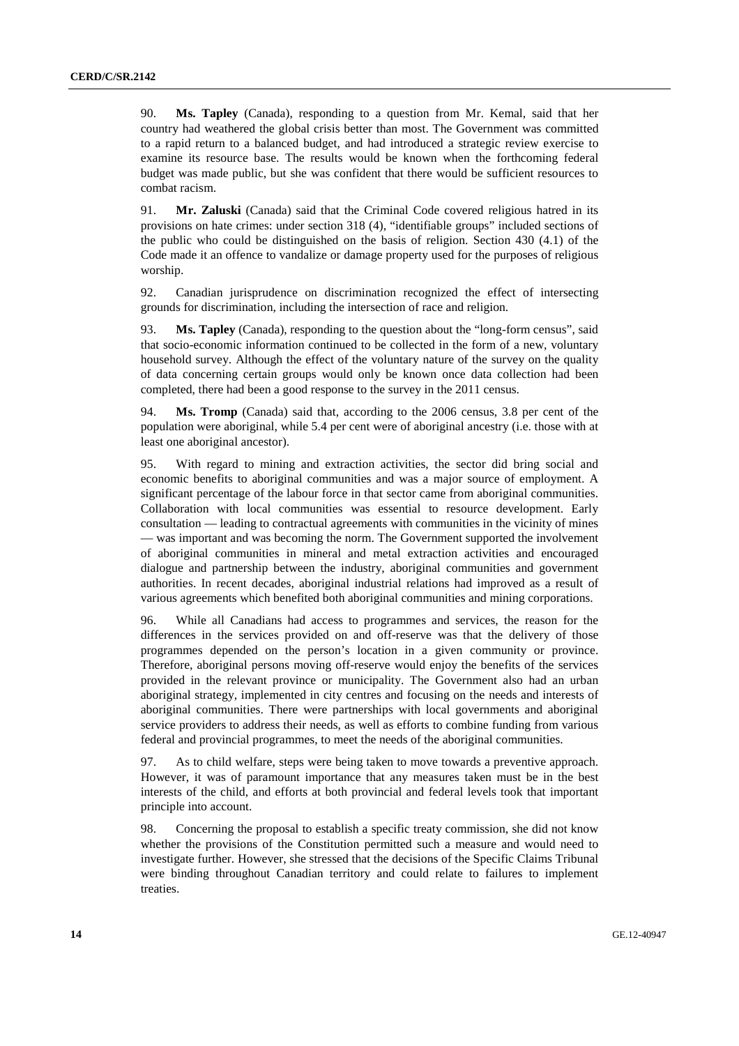90. **Ms. Tapley** (Canada), responding to a question from Mr. Kemal, said that her country had weathered the global crisis better than most. The Government was committed to a rapid return to a balanced budget, and had introduced a strategic review exercise to examine its resource base. The results would be known when the forthcoming federal budget was made public, but she was confident that there would be sufficient resources to combat racism.

91. **Mr. Zaluski** (Canada) said that the Criminal Code covered religious hatred in its provisions on hate crimes: under section 318 (4), "identifiable groups" included sections of the public who could be distinguished on the basis of religion. Section 430 (4.1) of the Code made it an offence to vandalize or damage property used for the purposes of religious worship.

92. Canadian jurisprudence on discrimination recognized the effect of intersecting grounds for discrimination, including the intersection of race and religion.

93. **Ms. Tapley** (Canada), responding to the question about the "long-form census", said that socio-economic information continued to be collected in the form of a new, voluntary household survey. Although the effect of the voluntary nature of the survey on the quality of data concerning certain groups would only be known once data collection had been completed, there had been a good response to the survey in the 2011 census.

94. **Ms. Tromp** (Canada) said that, according to the 2006 census, 3.8 per cent of the population were aboriginal, while 5.4 per cent were of aboriginal ancestry (i.e. those with at least one aboriginal ancestor).

95. With regard to mining and extraction activities, the sector did bring social and economic benefits to aboriginal communities and was a major source of employment. A significant percentage of the labour force in that sector came from aboriginal communities. Collaboration with local communities was essential to resource development. Early consultation — leading to contractual agreements with communities in the vicinity of mines — was important and was becoming the norm. The Government supported the involvement of aboriginal communities in mineral and metal extraction activities and encouraged dialogue and partnership between the industry, aboriginal communities and government authorities. In recent decades, aboriginal industrial relations had improved as a result of various agreements which benefited both aboriginal communities and mining corporations.

96. While all Canadians had access to programmes and services, the reason for the differences in the services provided on and off-reserve was that the delivery of those programmes depended on the person's location in a given community or province. Therefore, aboriginal persons moving off-reserve would enjoy the benefits of the services provided in the relevant province or municipality. The Government also had an urban aboriginal strategy, implemented in city centres and focusing on the needs and interests of aboriginal communities. There were partnerships with local governments and aboriginal service providers to address their needs, as well as efforts to combine funding from various federal and provincial programmes, to meet the needs of the aboriginal communities.

97. As to child welfare, steps were being taken to move towards a preventive approach. However, it was of paramount importance that any measures taken must be in the best interests of the child, and efforts at both provincial and federal levels took that important principle into account.

98. Concerning the proposal to establish a specific treaty commission, she did not know whether the provisions of the Constitution permitted such a measure and would need to investigate further. However, she stressed that the decisions of the Specific Claims Tribunal were binding throughout Canadian territory and could relate to failures to implement treaties.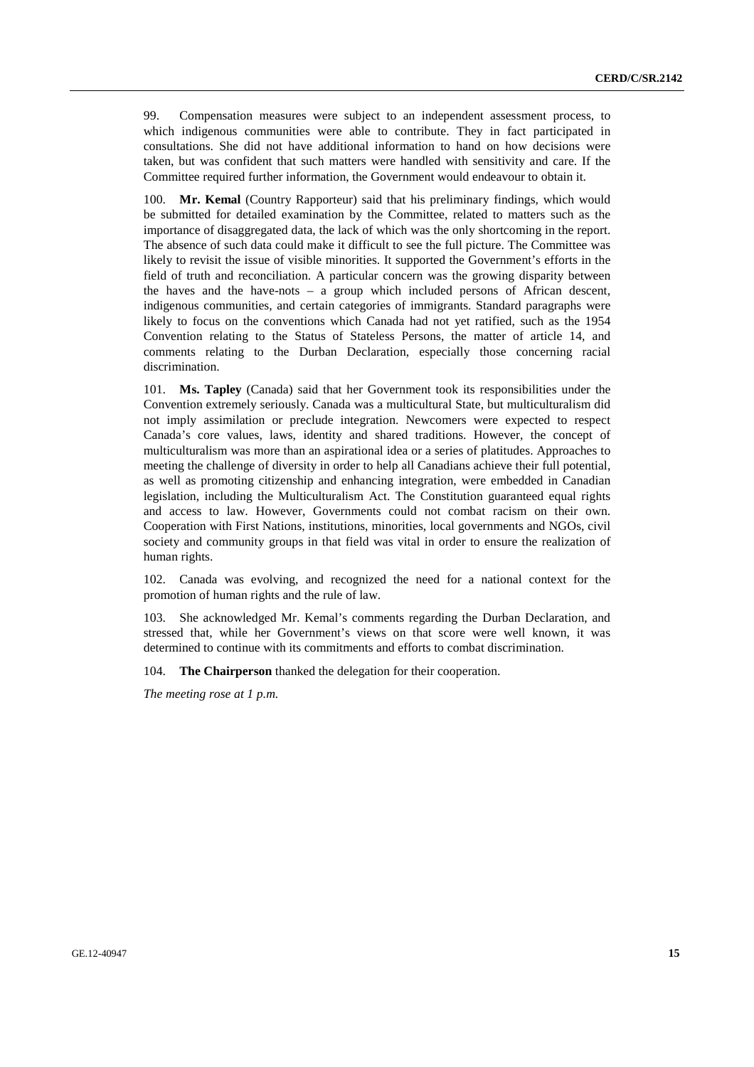99. Compensation measures were subject to an independent assessment process, to which indigenous communities were able to contribute. They in fact participated in consultations. She did not have additional information to hand on how decisions were taken, but was confident that such matters were handled with sensitivity and care. If the Committee required further information, the Government would endeavour to obtain it.

100. **Mr. Kemal** (Country Rapporteur) said that his preliminary findings, which would be submitted for detailed examination by the Committee, related to matters such as the importance of disaggregated data, the lack of which was the only shortcoming in the report. The absence of such data could make it difficult to see the full picture. The Committee was likely to revisit the issue of visible minorities. It supported the Government's efforts in the field of truth and reconciliation. A particular concern was the growing disparity between the haves and the have-nots – a group which included persons of African descent, indigenous communities, and certain categories of immigrants. Standard paragraphs were likely to focus on the conventions which Canada had not yet ratified, such as the 1954 Convention relating to the Status of Stateless Persons, the matter of article 14, and comments relating to the Durban Declaration, especially those concerning racial discrimination.

101. **Ms. Tapley** (Canada) said that her Government took its responsibilities under the Convention extremely seriously. Canada was a multicultural State, but multiculturalism did not imply assimilation or preclude integration. Newcomers were expected to respect Canada's core values, laws, identity and shared traditions. However, the concept of multiculturalism was more than an aspirational idea or a series of platitudes. Approaches to meeting the challenge of diversity in order to help all Canadians achieve their full potential, as well as promoting citizenship and enhancing integration, were embedded in Canadian legislation, including the Multiculturalism Act. The Constitution guaranteed equal rights and access to law. However, Governments could not combat racism on their own. Cooperation with First Nations, institutions, minorities, local governments and NGOs, civil society and community groups in that field was vital in order to ensure the realization of human rights.

102. Canada was evolving, and recognized the need for a national context for the promotion of human rights and the rule of law.

103. She acknowledged Mr. Kemal's comments regarding the Durban Declaration, and stressed that, while her Government's views on that score were well known, it was determined to continue with its commitments and efforts to combat discrimination.

104. **The Chairperson** thanked the delegation for their cooperation.

*The meeting rose at 1 p.m.*